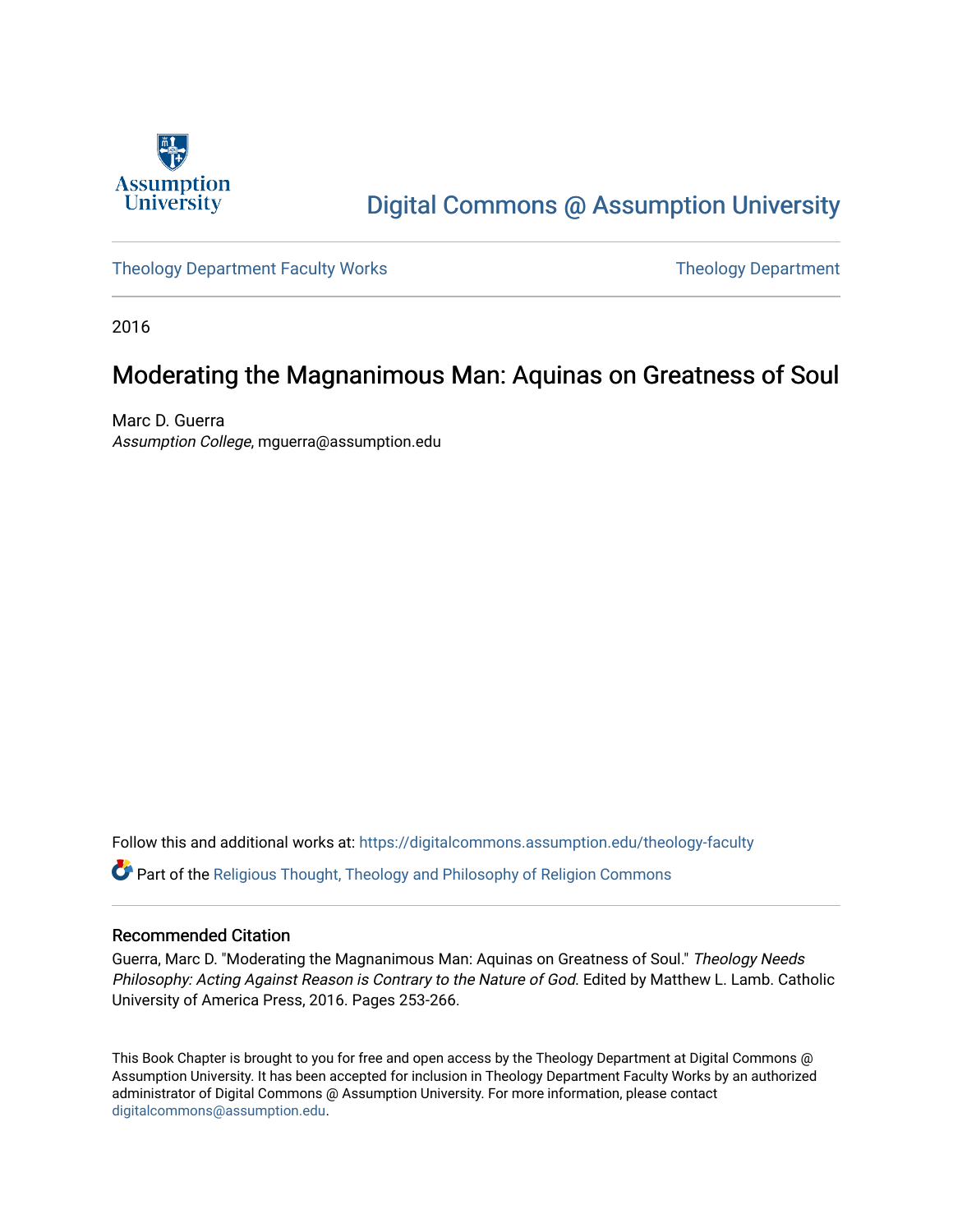Assumption University

Digital Commons @ Assumption University

Theology Department Faculty Works

Theology Department

2016

# Moderating the Magnanimous Man: Aquinas on Greatness of Soul

Marc D. Guerra
*Assumption College*, mguerra@assumption.edu

Follow this and additional works at: https://digitalcommons.assumption.edu/theology-faculty

Part of the Religious Thought, Theology and Philosophy of Religion Commons

## Recommended Citation

Guerra, Marc D. "Moderating the Magnanimous Man: Aquinas on Greatness of Soul." *Theology Needs Philosophy: Acting Against Reason is Contrary to the Nature of God*. Edited by Matthew L. Lamb. Catholic University of America Press, 2016. Pages 253-266.

This Book Chapter is brought to you for free and open access by the Theology Department at Digital Commons @ Assumption University. It has been accepted for inclusion in Theology Department Faculty Works by an authorized administrator of Digital Commons @ Assumption University. For more information, please contact digitalcommons@assumption.edu.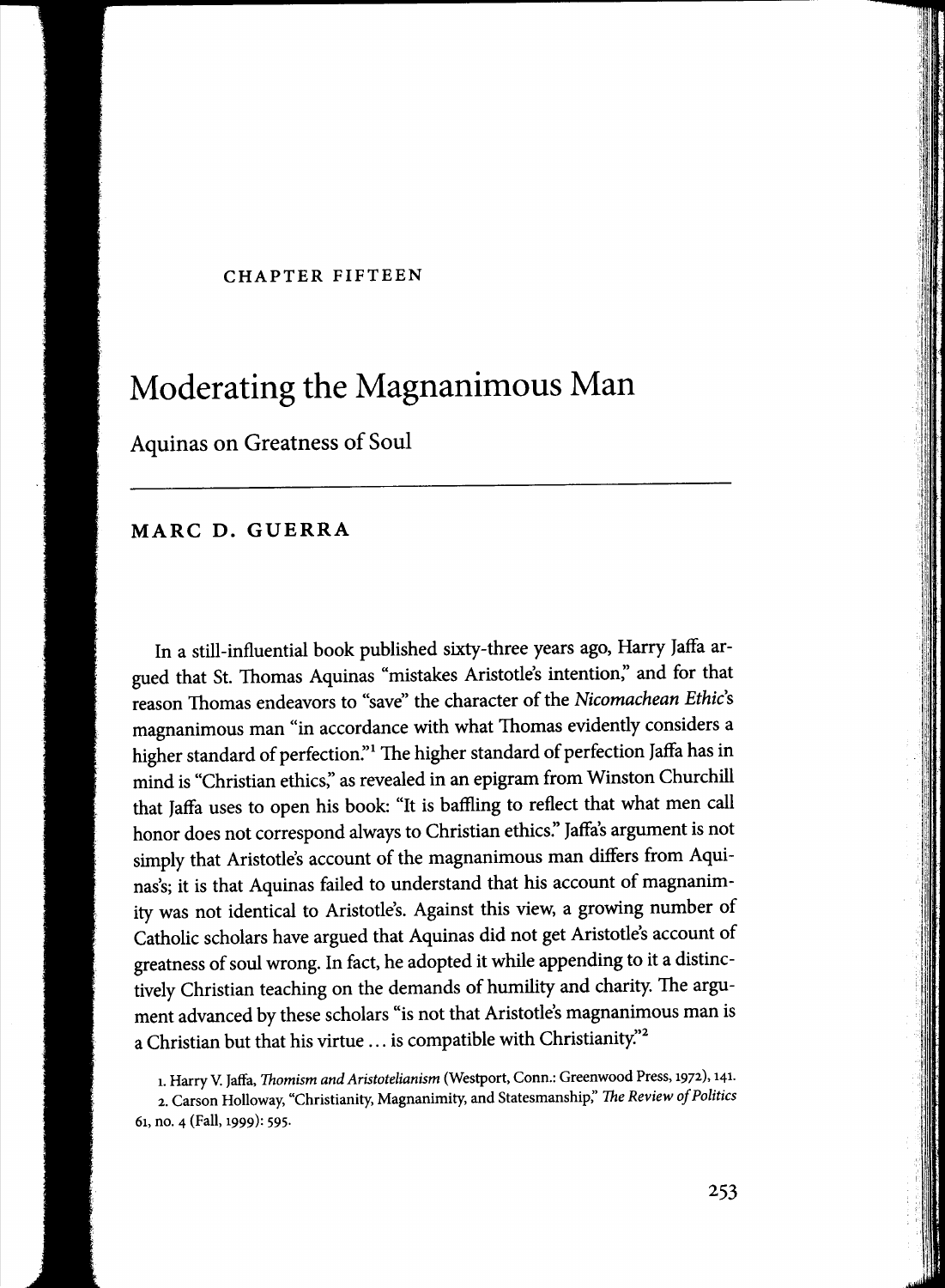CHAPTER FIFTEEN

# Moderating the Magnanimous Man

## Aquinas on Greatness of Soul

---

**MARC D. GUERRA**

In a still-influential book published sixty-three years ago, Harry Jaffa argued that St. Thomas Aquinas "mistakes Aristotle's intention," and for that reason Thomas endeavors to "save" the character of the *Nicomachean Ethic*'s magnanimous man "in accordance with what Thomas evidently considers a higher standard of perfection."[1] The higher standard of perfection Jaffa has in mind is "Christian ethics," as revealed in an epigram from Winston Churchill that Jaffa uses to open his book: "It is baffling to reflect that what men call honor does not correspond always to Christian ethics." Jaffa's argument is not simply that Aristotle's account of the magnanimous man differs from Aquinas's; it is that Aquinas failed to understand that his account of magnanimity was not identical to Aristotle's. Against this view, a growing number of Catholic scholars have argued that Aquinas did not get Aristotle's account of greatness of soul wrong. In fact, he adopted it while appending to it a distinctively Christian teaching on the demands of humility and charity. The argument advanced by these scholars "is not that Aristotle's magnanimous man is a Christian but that his virtue ... is compatible with Christianity."[2]

1. Harry V. Jaffa, *Thomism and Aristotelianism* (Westport, Conn.: Greenwood Press, 1972), 141.

2. Carson Holloway, "Christianity, Magnanimity, and Statesmanship," *The Review of Politics* 61, no. 4 (Fall, 1999): 595.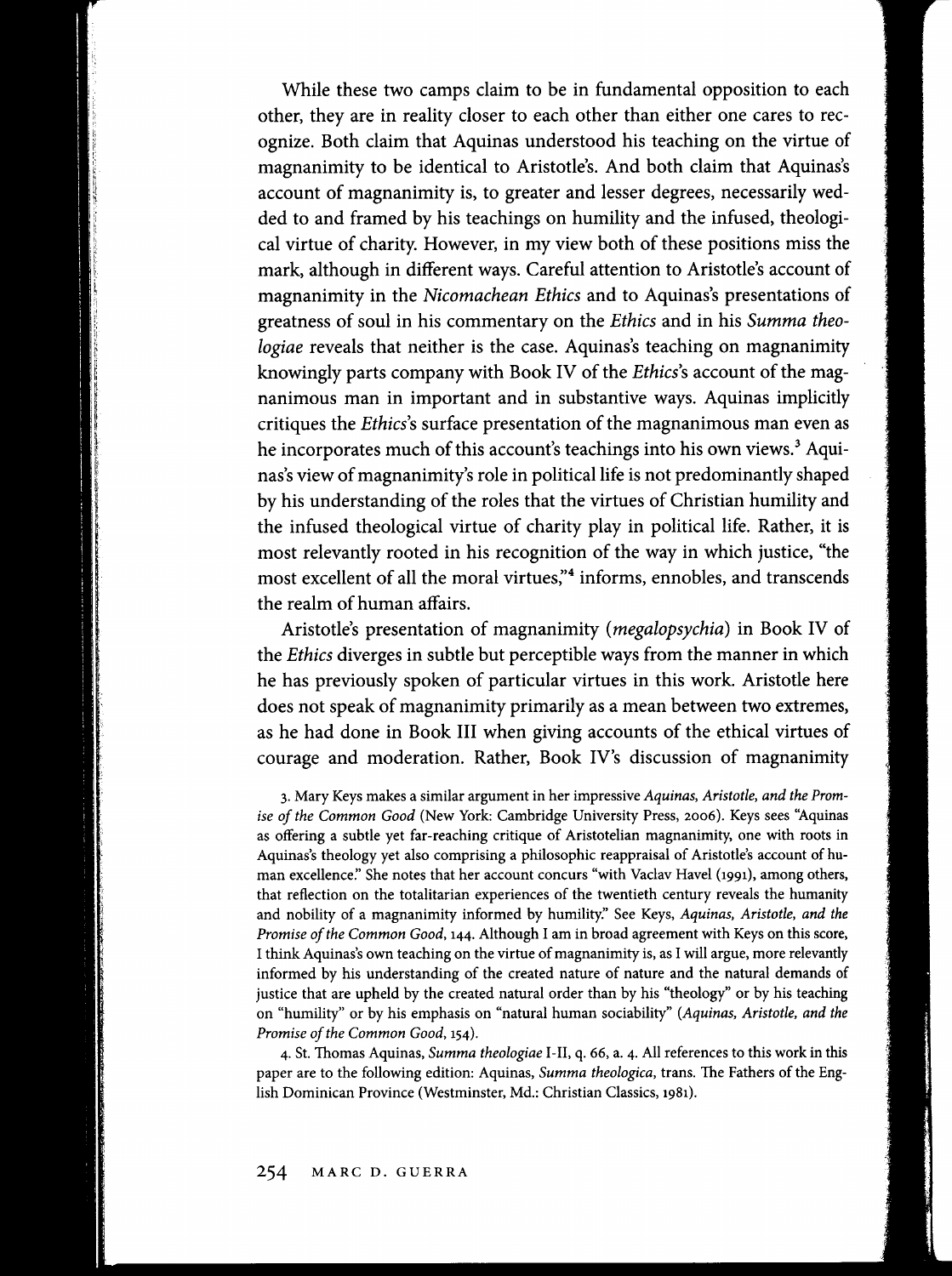While these two camps claim to be in fundamental opposition to each other, they are in reality closer to each other than either one cares to recognize. Both claim that Aquinas understood his teaching on the virtue of magnanimity to be identical to Aristotle's. And both claim that Aquinas's account of magnanimity is, to greater and lesser degrees, necessarily wedded to and framed by his teachings on humility and the infused, theological virtue of charity. However, in my view both of these positions miss the mark, although in different ways. Careful attention to Aristotle's account of magnanimity in the *Nicomachean Ethics* and to Aquinas's presentations of greatness of soul in his commentary on the *Ethics* and in his *Summa theologiae* reveals that neither is the case. Aquinas's teaching on magnanimity knowingly parts company with Book IV of the *Ethics*'s account of the magnanimous man in important and in substantive ways. Aquinas implicitly critiques the *Ethics*'s surface presentation of the magnanimous man even as he incorporates much of this account's teachings into his own views.[3] Aquinas's view of magnanimity's role in political life is not predominantly shaped by his understanding of the roles that the virtues of Christian humility and the infused theological virtue of charity play in political life. Rather, it is most relevantly rooted in his recognition of the way in which justice, "the most excellent of all the moral virtues,"[4] informs, ennobles, and transcends the realm of human affairs.

Aristotle's presentation of magnanimity (*megalopsychia*) in Book IV of the *Ethics* diverges in subtle but perceptible ways from the manner in which he has previously spoken of particular virtues in this work. Aristotle here does not speak of magnanimity primarily as a mean between two extremes, as he had done in Book III when giving accounts of the ethical virtues of courage and moderation. Rather, Book IV's discussion of magnanimity

3. Mary Keys makes a similar argument in her impressive *Aquinas, Aristotle, and the Promise of the Common Good* (New York: Cambridge University Press, 2006). Keys sees "Aquinas as offering a subtle yet far-reaching critique of Aristotelian magnanimity, one with roots in Aquinas's theology yet also comprising a philosophic reappraisal of Aristotle's account of human excellence." She notes that her account concurs "with Vaclav Havel (1991), among others, that reflection on the totalitarian experiences of the twentieth century reveals the humanity and nobility of a magnanimity informed by humility." See Keys, *Aquinas, Aristotle, and the Promise of the Common Good*, 144. Although I am in broad agreement with Keys on this score, I think Aquinas's own teaching on the virtue of magnanimity is, as I will argue, more relevantly informed by his understanding of the created nature of nature and the natural demands of justice that are upheld by the created natural order than by his "theology" or by his teaching on "humility" or by his emphasis on "natural human sociability" (*Aquinas, Aristotle, and the Promise of the Common Good*, 154).

4. St. Thomas Aquinas, *Summa theologiae* I-II, q. 66, a. 4. All references to this work in this paper are to the following edition: Aquinas, *Summa theologica*, trans. The Fathers of the English Dominican Province (Westminster, Md.: Christian Classics, 1981).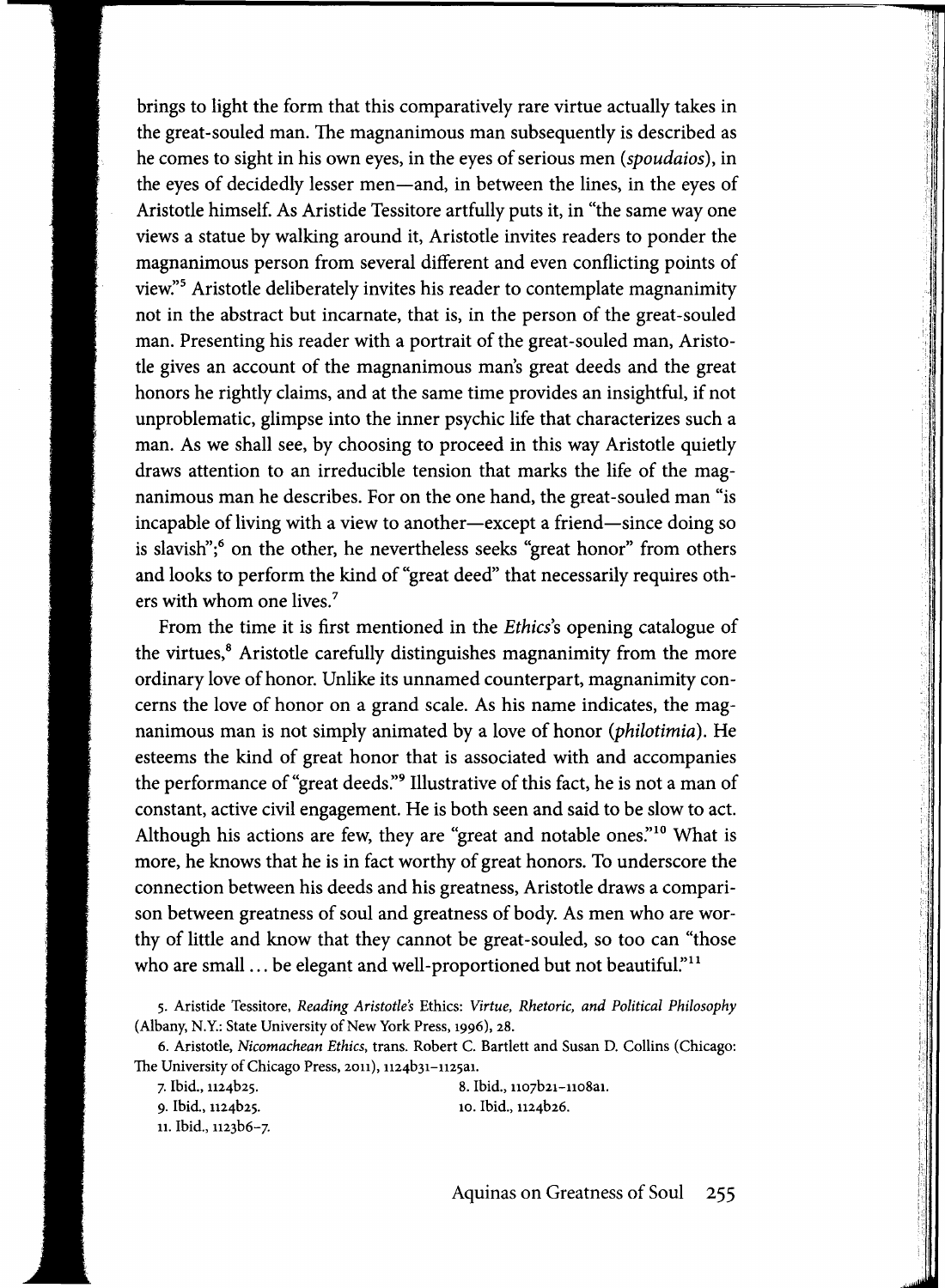brings to light the form that this comparatively rare virtue actually takes in the great-souled man. The magnanimous man subsequently is described as he comes to sight in his own eyes, in the eyes of serious men (*spoudaios*), in the eyes of decidedly lesser men—and, in between the lines, in the eyes of Aristotle himself. As Aristide Tessitore artfully puts it, in "the same way one views a statue by walking around it, Aristotle invites readers to ponder the magnanimous person from several different and even conflicting points of view."[5] Aristotle deliberately invites his reader to contemplate magnanimity not in the abstract but incarnate, that is, in the person of the great-souled man. Presenting his reader with a portrait of the great-souled man, Aristotle gives an account of the magnanimous man's great deeds and the great honors he rightly claims, and at the same time provides an insightful, if not unproblematic, glimpse into the inner psychic life that characterizes such a man. As we shall see, by choosing to proceed in this way Aristotle quietly draws attention to an irreducible tension that marks the life of the magnanimous man he describes. For on the one hand, the great-souled man "is incapable of living with a view to another—except a friend—since doing so is slavish";[6] on the other, he nevertheless seeks "great honor" from others and looks to perform the kind of "great deed" that necessarily requires others with whom one lives.[7]

From the time it is first mentioned in the *Ethics*'s opening catalogue of the virtues,[8] Aristotle carefully distinguishes magnanimity from the more ordinary love of honor. Unlike its unnamed counterpart, magnanimity concerns the love of honor on a grand scale. As his name indicates, the magnanimous man is not simply animated by a love of honor (*philotimia*). He esteems the kind of great honor that is associated with and accompanies the performance of "great deeds."[9] Illustrative of this fact, he is not a man of constant, active civil engagement. He is both seen and said to be slow to act. Although his actions are few, they are "great and notable ones."[10] What is more, he knows that he is in fact worthy of great honors. To underscore the connection between his deeds and his greatness, Aristotle draws a comparison between greatness of soul and greatness of body. As men who are worthy of little and know that they cannot be great-souled, so too can "those who are small ... be elegant and well-proportioned but not beautiful."[11]

5. Aristide Tessitore, *Reading Aristotle's* Ethics: *Virtue, Rhetoric, and Political Philosophy* (Albany, N.Y.: State University of New York Press, 1996), 28.

6. Aristotle, *Nicomachean Ethics*, trans. Robert C. Bartlett and Susan D. Collins (Chicago: The University of Chicago Press, 2011), 1124b31–1125a1.

7. Ibid., 1124b25.

8. Ibid., 1107b21–1108a1.

9. Ibid., 1124b25.

10. Ibid., 1124b26.

11. Ibid., 1123b6–7.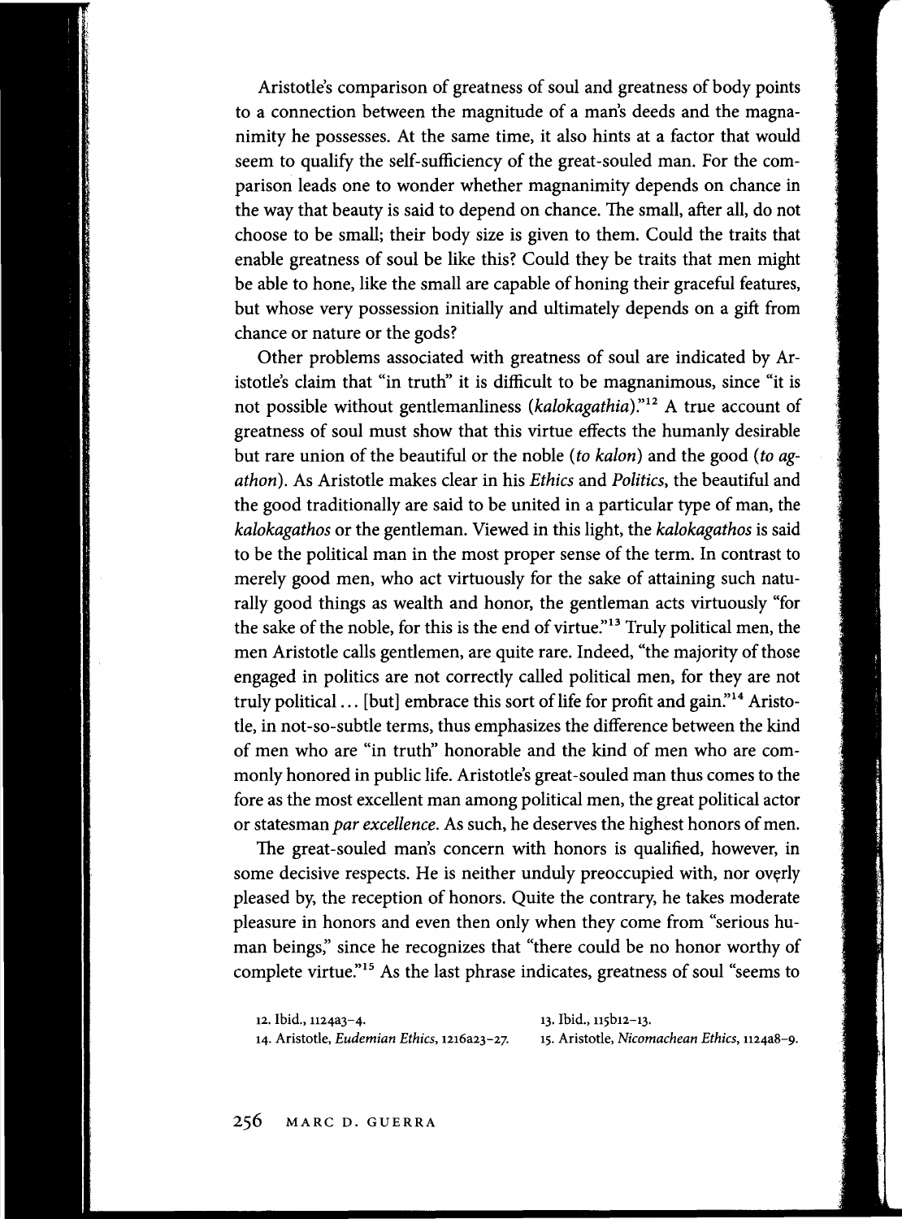Aristotle's comparison of greatness of soul and greatness of body points to a connection between the magnitude of a man's deeds and the magnanimity he possesses. At the same time, it also hints at a factor that would seem to qualify the self-sufficiency of the great-souled man. For the comparison leads one to wonder whether magnanimity depends on chance in the way that beauty is said to depend on chance. The small, after all, do not choose to be small; their body size is given to them. Could the traits that enable greatness of soul be like this? Could they be traits that men might be able to hone, like the small are capable of honing their graceful features, but whose very possession initially and ultimately depends on a gift from chance or nature or the gods?

Other problems associated with greatness of soul are indicated by Aristotle's claim that "in truth" it is difficult to be magnanimous, since "it is not possible without gentlemanliness (*kalokagathia*)."[12] A true account of greatness of soul must show that this virtue effects the humanly desirable but rare union of the beautiful or the noble (*to kalon*) and the good (*to agathon*). As Aristotle makes clear in his *Ethics* and *Politics*, the beautiful and the good traditionally are said to be united in a particular type of man, the *kalokagathos* or the gentleman. Viewed in this light, the *kalokagathos* is said to be the political man in the most proper sense of the term. In contrast to merely good men, who act virtuously for the sake of attaining such naturally good things as wealth and honor, the gentleman acts virtuously "for the sake of the noble, for this is the end of virtue."[13] Truly political men, the men Aristotle calls gentlemen, are quite rare. Indeed, "the majority of those engaged in politics are not correctly called political men, for they are not truly political . . . [but] embrace this sort of life for profit and gain."[14] Aristotle, in not-so-subtle terms, thus emphasizes the difference between the kind of men who are "in truth" honorable and the kind of men who are commonly honored in public life. Aristotle's great-souled man thus comes to the fore as the most excellent man among political men, the great political actor or statesman *par excellence*. As such, he deserves the highest honors of men.

The great-souled man's concern with honors is qualified, however, in some decisive respects. He is neither unduly preoccupied with, nor overly pleased by, the reception of honors. Quite the contrary, he takes moderate pleasure in honors and even then only when they come from "serious human beings," since he recognizes that "there could be no honor worthy of complete virtue."[15] As the last phrase indicates, greatness of soul "seems to

12. Ibid., 1124a3–4.

13. Ibid., 1115b12–13.

14. Aristotle, *Eudemian Ethics*, 1216a23–27.

15. Aristotle, *Nicomachean Ethics*, 1124a8–9.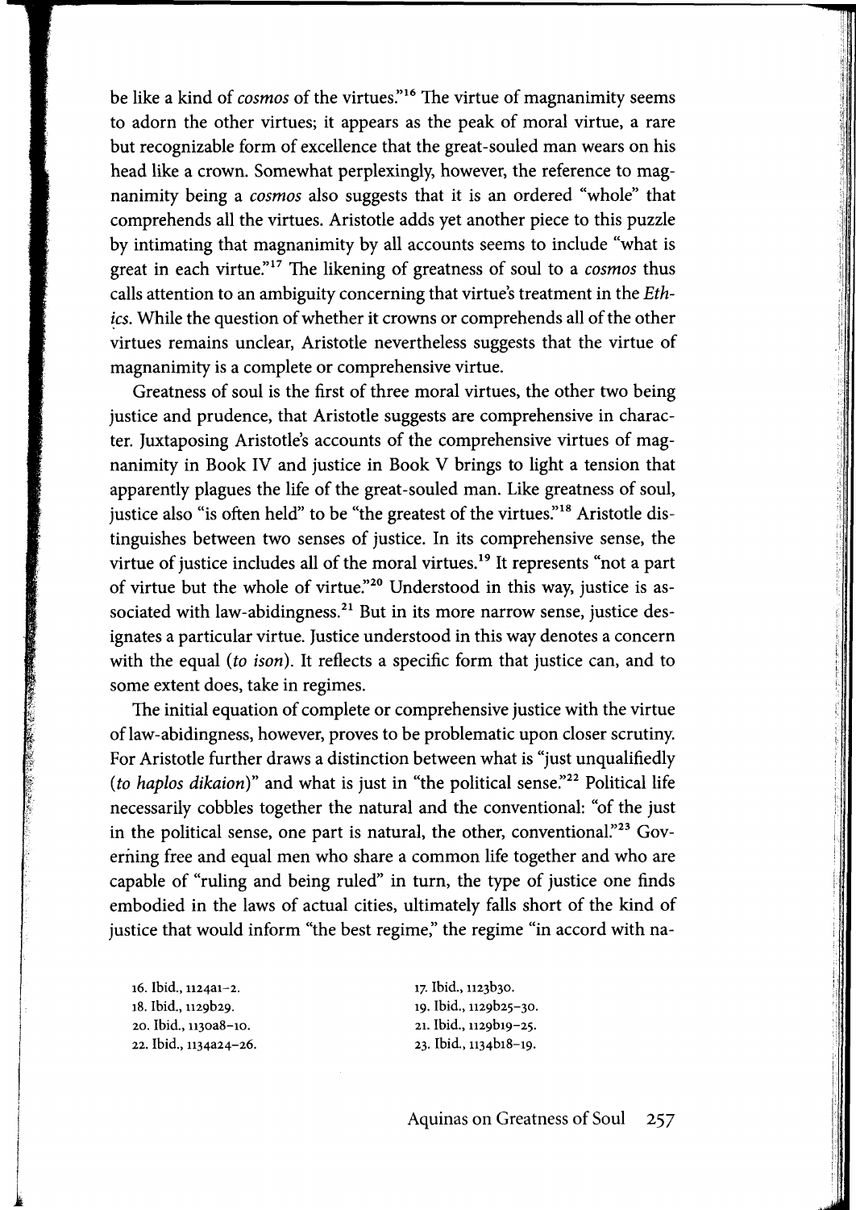be like a kind of *cosmos* of the virtues."[16] The virtue of magnanimity seems to adorn the other virtues; it appears as the peak of moral virtue, a rare but recognizable form of excellence that the great-souled man wears on his head like a crown. Somewhat perplexingly, however, the reference to magnanimity being a *cosmos* also suggests that it is an ordered "whole" that comprehends all the virtues. Aristotle adds yet another piece to this puzzle by intimating that magnanimity by all accounts seems to include "what is great in each virtue."[17] The likening of greatness of soul to a *cosmos* thus calls attention to an ambiguity concerning that virtue's treatment in the *Ethics*. While the question of whether it crowns or comprehends all of the other virtues remains unclear, Aristotle nevertheless suggests that the virtue of magnanimity is a complete or comprehensive virtue.

Greatness of soul is the first of three moral virtues, the other two being justice and prudence, that Aristotle suggests are comprehensive in character. Juxtaposing Aristotle's accounts of the comprehensive virtues of magnanimity in Book IV and justice in Book V brings to light a tension that apparently plagues the life of the great-souled man. Like greatness of soul, justice also "is often held" to be "the greatest of the virtues."[18] Aristotle distinguishes between two senses of justice. In its comprehensive sense, the virtue of justice includes all of the moral virtues.[19] It represents "not a part of virtue but the whole of virtue."[20] Understood in this way, justice is associated with law-abidingness.[21] But in its more narrow sense, justice designates a particular virtue. Justice understood in this way denotes a concern with the equal (*to ison*). It reflects a specific form that justice can, and to some extent does, take in regimes.

The initial equation of complete or comprehensive justice with the virtue of law-abidingness, however, proves to be problematic upon closer scrutiny. For Aristotle further draws a distinction between what is "just unqualifiedly (*to haplos dikaion*)" and what is just in "the political sense."[22] Political life necessarily cobbles together the natural and the conventional: "of the just in the political sense, one part is natural, the other, conventional."[23] Governing free and equal men who share a common life together and who are capable of "ruling and being ruled" in turn, the type of justice one finds embodied in the laws of actual cities, ultimately falls short of the kind of justice that would inform "the best regime," the regime "in accord with na-

16. Ibid., 1124a1–2.
17. Ibid., 1123b30.
18. Ibid., 1129b29.
19. Ibid., 1129b25–30.
20. Ibid., 1130a8–10.
21. Ibid., 1129b19–25.
22. Ibid., 1134a24–26.
23. Ibid., 1134b18–19.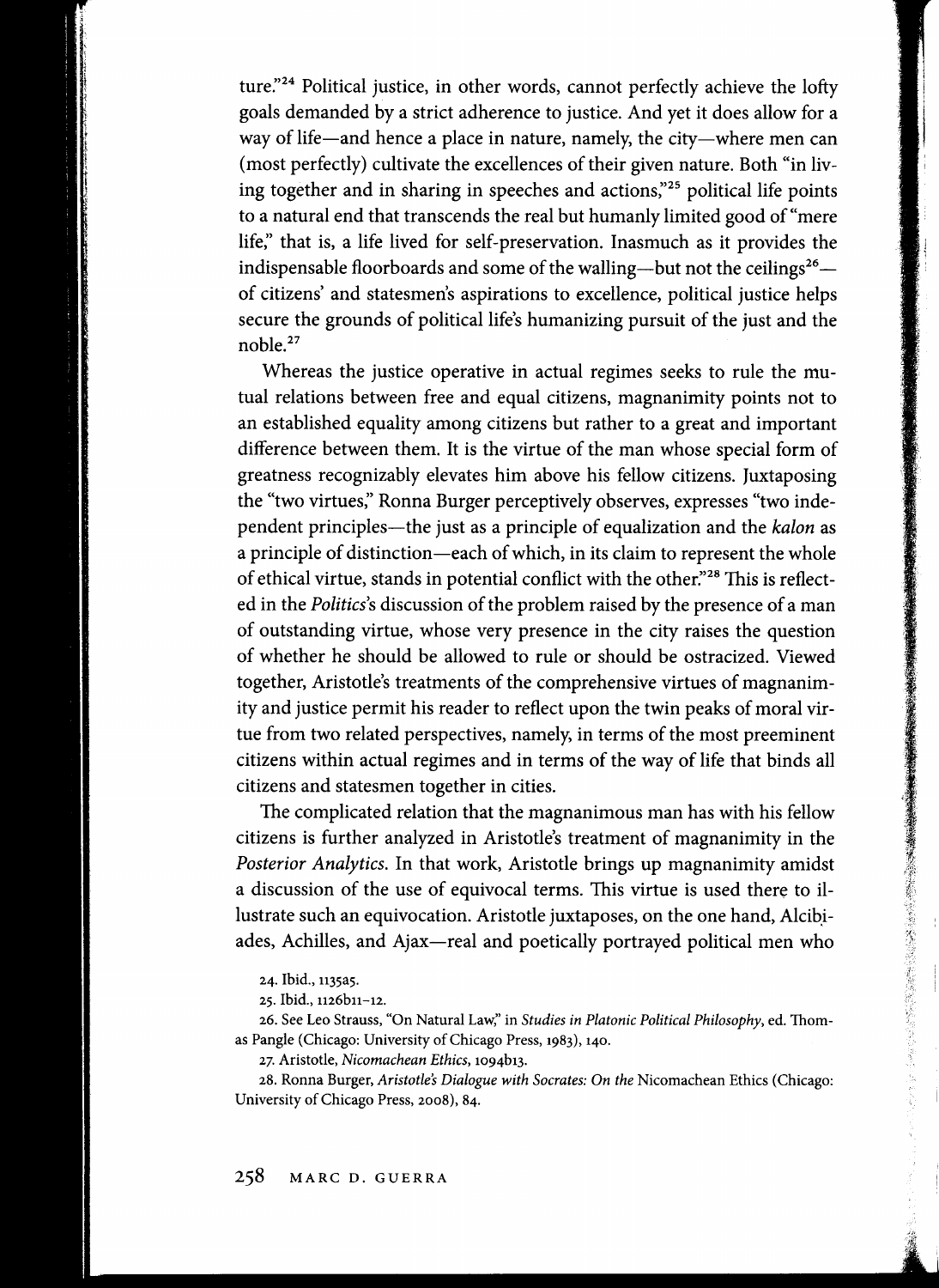ture."[24] Political justice, in other words, cannot perfectly achieve the lofty goals demanded by a strict adherence to justice. And yet it does allow for a way of life—and hence a place in nature, namely, the city—where men can (most perfectly) cultivate the excellences of their given nature. Both "in living together and in sharing in speeches and actions,"[25] political life points to a natural end that transcends the real but humanly limited good of "mere life," that is, a life lived for self-preservation. Inasmuch as it provides the indispensable floorboards and some of the walling—but not the ceilings[26]—of citizens' and statesmen's aspirations to excellence, political justice helps secure the grounds of political life's humanizing pursuit of the just and the noble.[27]

Whereas the justice operative in actual regimes seeks to rule the mutual relations between free and equal citizens, magnanimity points not to an established equality among citizens but rather to a great and important difference between them. It is the virtue of the man whose special form of greatness recognizably elevates him above his fellow citizens. Juxtaposing the "two virtues," Ronna Burger perceptively observes, expresses "two independent principles—the just as a principle of equalization and the *kalon* as a principle of distinction—each of which, in its claim to represent the whole of ethical virtue, stands in potential conflict with the other."[28] This is reflected in the *Politics*'s discussion of the problem raised by the presence of a man of outstanding virtue, whose very presence in the city raises the question of whether he should be allowed to rule or should be ostracized. Viewed together, Aristotle's treatments of the comprehensive virtues of magnanimity and justice permit his reader to reflect upon the twin peaks of moral virtue from two related perspectives, namely, in terms of the most preeminent citizens within actual regimes and in terms of the way of life that binds all citizens and statesmen together in cities.

The complicated relation that the magnanimous man has with his fellow citizens is further analyzed in Aristotle's treatment of magnanimity in the *Posterior Analytics*. In that work, Aristotle brings up magnanimity amidst a discussion of the use of equivocal terms. This virtue is used there to illustrate such an equivocation. Aristotle juxtaposes, on the one hand, Alcibiades, Achilles, and Ajax—real and poetically portrayed political men who

24. Ibid., 1135a5.

25. Ibid., 1126b11–12.

26. See Leo Strauss, "On Natural Law," in *Studies in Platonic Political Philosophy*, ed. Thomas Pangle (Chicago: University of Chicago Press, 1983), 140.

27. Aristotle, *Nicomachean Ethics*, 1094b13.

28. Ronna Burger, *Aristotle's Dialogue with Socrates: On the* Nicomachean Ethics (Chicago: University of Chicago Press, 2008), 84.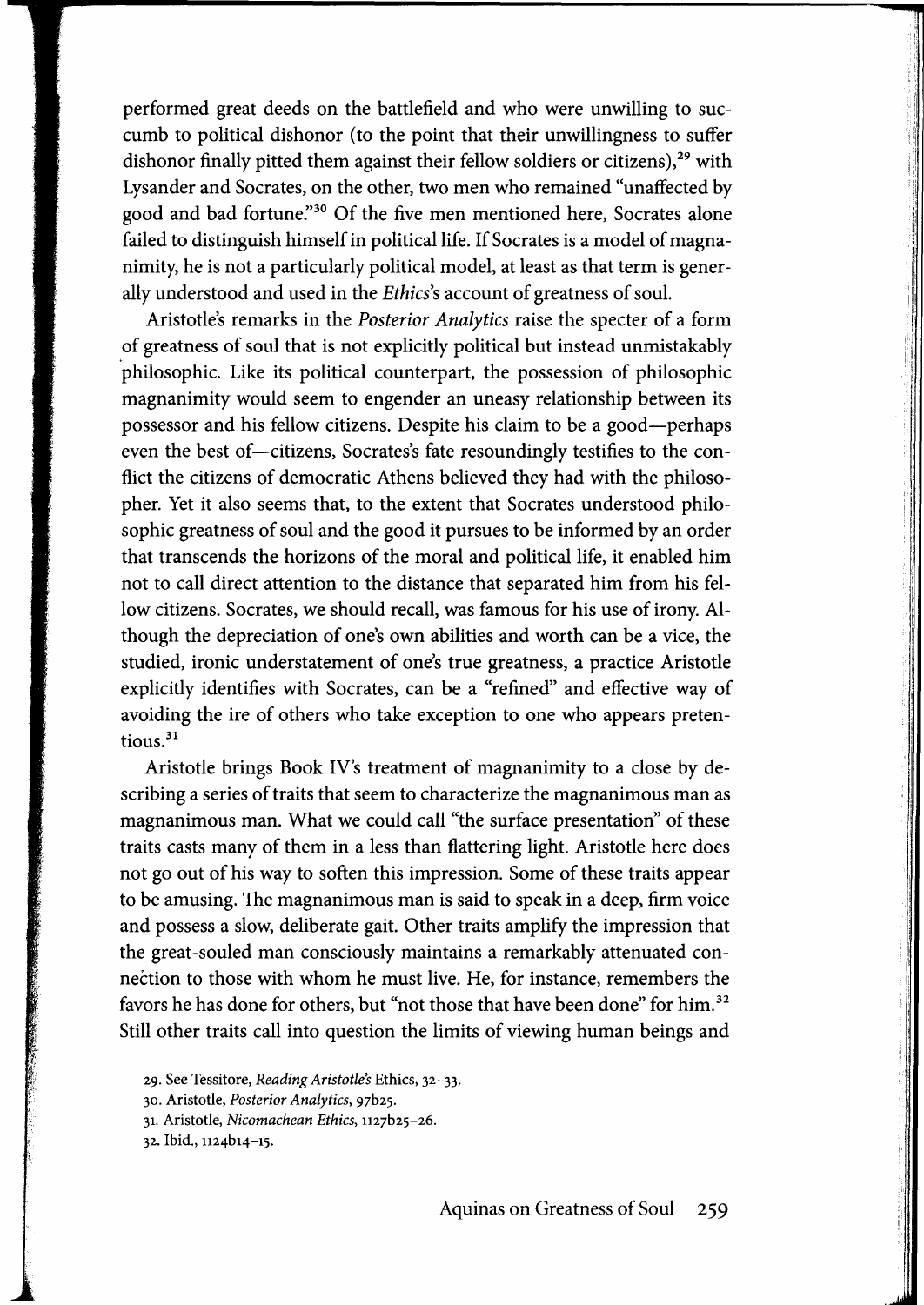performed great deeds on the battlefield and who were unwilling to succumb to political dishonor (to the point that their unwillingness to suffer dishonor finally pitted them against their fellow soldiers or citizens),[29] with Lysander and Socrates, on the other, two men who remained "unaffected by good and bad fortune."[30] Of the five men mentioned here, Socrates alone failed to distinguish himself in political life. If Socrates is a model of magnanimity, he is not a particularly political model, at least as that term is generally understood and used in the *Ethics*'s account of greatness of soul.

Aristotle's remarks in the *Posterior Analytics* raise the specter of a form of greatness of soul that is not explicitly political but instead unmistakably philosophic. Like its political counterpart, the possession of philosophic magnanimity would seem to engender an uneasy relationship between its possessor and his fellow citizens. Despite his claim to be a good—perhaps even the best of—citizens, Socrates's fate resoundingly testifies to the conflict the citizens of democratic Athens believed they had with the philosopher. Yet it also seems that, to the extent that Socrates understood philosophic greatness of soul and the good it pursues to be informed by an order that transcends the horizons of the moral and political life, it enabled him not to call direct attention to the distance that separated him from his fellow citizens. Socrates, we should recall, was famous for his use of irony. Although the depreciation of one's own abilities and worth can be a vice, the studied, ironic understatement of one's true greatness, a practice Aristotle explicitly identifies with Socrates, can be a "refined" and effective way of avoiding the ire of others who take exception to one who appears pretentious.[31]

Aristotle brings Book IV's treatment of magnanimity to a close by describing a series of traits that seem to characterize the magnanimous man as magnanimous man. What we could call "the surface presentation" of these traits casts many of them in a less than flattering light. Aristotle here does not go out of his way to soften this impression. Some of these traits appear to be amusing. The magnanimous man is said to speak in a deep, firm voice and possess a slow, deliberate gait. Other traits amplify the impression that the great-souled man consciously maintains a remarkably attenuated connection to those with whom he must live. He, for instance, remembers the favors he has done for others, but "not those that have been done" for him.[32] Still other traits call into question the limits of viewing human beings and

29. See Tessitore, *Reading Aristotle's* Ethics, 32–33.
30. Aristotle, *Posterior Analytics*, 97b25.
31. Aristotle, *Nicomachean Ethics*, 1127b25–26.
32. Ibid., 1124b14–15.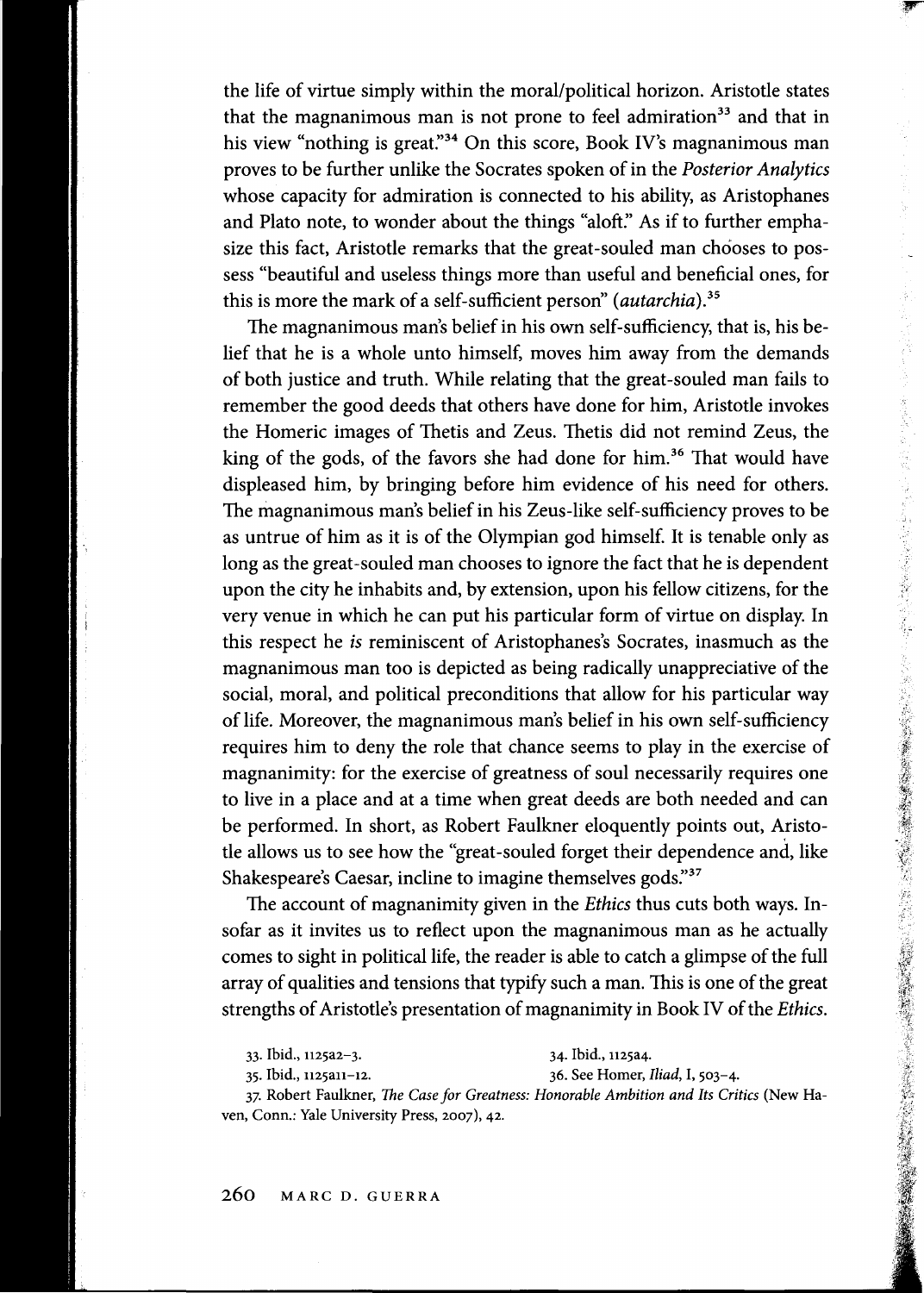the life of virtue simply within the moral/political horizon. Aristotle states that the magnanimous man is not prone to feel admiration[33] and that in his view "nothing is great."[34] On this score, Book IV's magnanimous man proves to be further unlike the Socrates spoken of in the *Posterior Analytics* whose capacity for admiration is connected to his ability, as Aristophanes and Plato note, to wonder about the things "aloft." As if to further emphasize this fact, Aristotle remarks that the great-souled man chooses to possess "beautiful and useless things more than useful and beneficial ones, for this is more the mark of a self-sufficient person" (*autarchia*).[35]

The magnanimous man's belief in his own self-sufficiency, that is, his belief that he is a whole unto himself, moves him away from the demands of both justice and truth. While relating that the great-souled man fails to remember the good deeds that others have done for him, Aristotle invokes the Homeric images of Thetis and Zeus. Thetis did not remind Zeus, the king of the gods, of the favors she had done for him.[36] That would have displeased him, by bringing before him evidence of his need for others. The magnanimous man's belief in his Zeus-like self-sufficiency proves to be as untrue of him as it is of the Olympian god himself. It is tenable only as long as the great-souled man chooses to ignore the fact that he is dependent upon the city he inhabits and, by extension, upon his fellow citizens, for the very venue in which he can put his particular form of virtue on display. In this respect he *is* reminiscent of Aristophanes's Socrates, inasmuch as the magnanimous man too is depicted as being radically unappreciative of the social, moral, and political preconditions that allow for his particular way of life. Moreover, the magnanimous man's belief in his own self-sufficiency requires him to deny the role that chance seems to play in the exercise of magnanimity: for the exercise of greatness of soul necessarily requires one to live in a place and at a time when great deeds are both needed and can be performed. In short, as Robert Faulkner eloquently points out, Aristotle allows us to see how the "great-souled forget their dependence and, like Shakespeare's Caesar, incline to imagine themselves gods."[37]

The account of magnanimity given in the *Ethics* thus cuts both ways. Insofar as it invites us to reflect upon the magnanimous man as he actually comes to sight in political life, the reader is able to catch a glimpse of the full array of qualities and tensions that typify such a man. This is one of the great strengths of Aristotle's presentation of magnanimity in Book IV of the *Ethics*.

33. Ibid., 1125a2–3.

34. Ibid., 1125a4.

35. Ibid., 1125a11–12.

36. See Homer, *Iliad*, I, 503–4.

37. Robert Faulkner, *The Case for Greatness: Honorable Ambition and Its Critics* (New Haven, Conn.: Yale University Press, 2007), 42.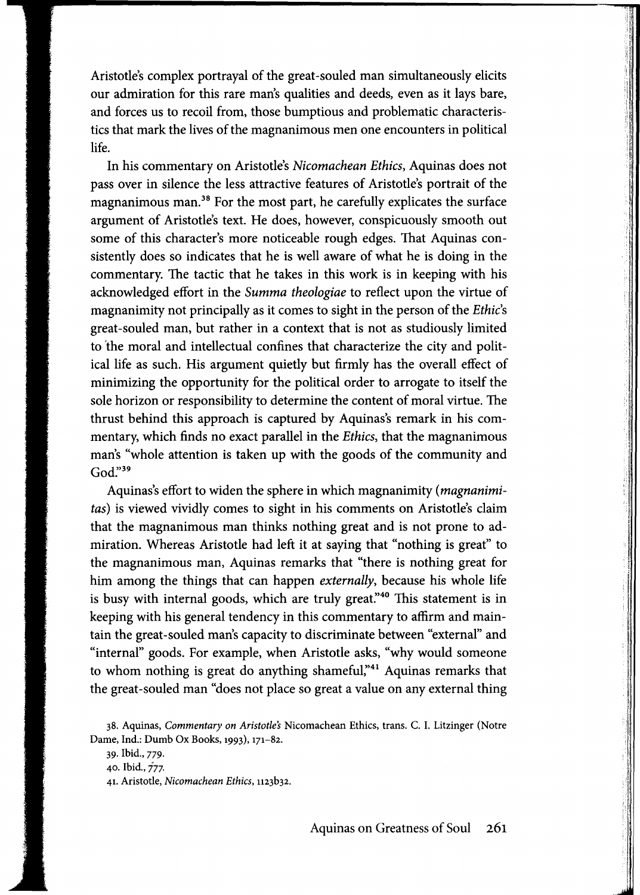Aristotle's complex portrayal of the great-souled man simultaneously elicits our admiration for this rare man's qualities and deeds, even as it lays bare, and forces us to recoil from, those bumptious and problematic characteristics that mark the lives of the magnanimous men one encounters in political life.

In his commentary on Aristotle's *Nicomachean Ethics*, Aquinas does not pass over in silence the less attractive features of Aristotle's portrait of the magnanimous man.[38] For the most part, he carefully explicates the surface argument of Aristotle's text. He does, however, conspicuously smooth out some of this character's more noticeable rough edges. That Aquinas consistently does so indicates that he is well aware of what he is doing in the commentary. The tactic that he takes in this work is in keeping with his acknowledged effort in the *Summa theologiae* to reflect upon the virtue of magnanimity not principally as it comes to sight in the person of the *Ethic's* great-souled man, but rather in a context that is not as studiously limited to the moral and intellectual confines that characterize the city and political life as such. His argument quietly but firmly has the overall effect of minimizing the opportunity for the political order to arrogate to itself the sole horizon or responsibility to determine the content of moral virtue. The thrust behind this approach is captured by Aquinas's remark in his commentary, which finds no exact parallel in the *Ethics*, that the magnanimous man's "whole attention is taken up with the goods of the community and God."[39]

Aquinas's effort to widen the sphere in which magnanimity (*magnanimitas*) is viewed vividly comes to sight in his comments on Aristotle's claim that the magnanimous man thinks nothing great and is not prone to admiration. Whereas Aristotle had left it at saying that "nothing is great" to the magnanimous man, Aquinas remarks that "there is nothing great for him among the things that can happen *externally*, because his whole life is busy with internal goods, which are truly great."[40] This statement is in keeping with his general tendency in this commentary to affirm and maintain the great-souled man's capacity to discriminate between "external" and "internal" goods. For example, when Aristotle asks, "why would someone to whom nothing is great do anything shameful,"[41] Aquinas remarks that the great-souled man "does not place so great a value on any external thing

38. Aquinas, *Commentary on Aristotle's* Nicomachean Ethics, trans. C. I. Litzinger (Notre Dame, Ind.: Dumb Ox Books, 1993), 171–82.

39. Ibid., 779.

40. Ibid., 777.

41. Aristotle, *Nicomachean Ethics*, 1123b32.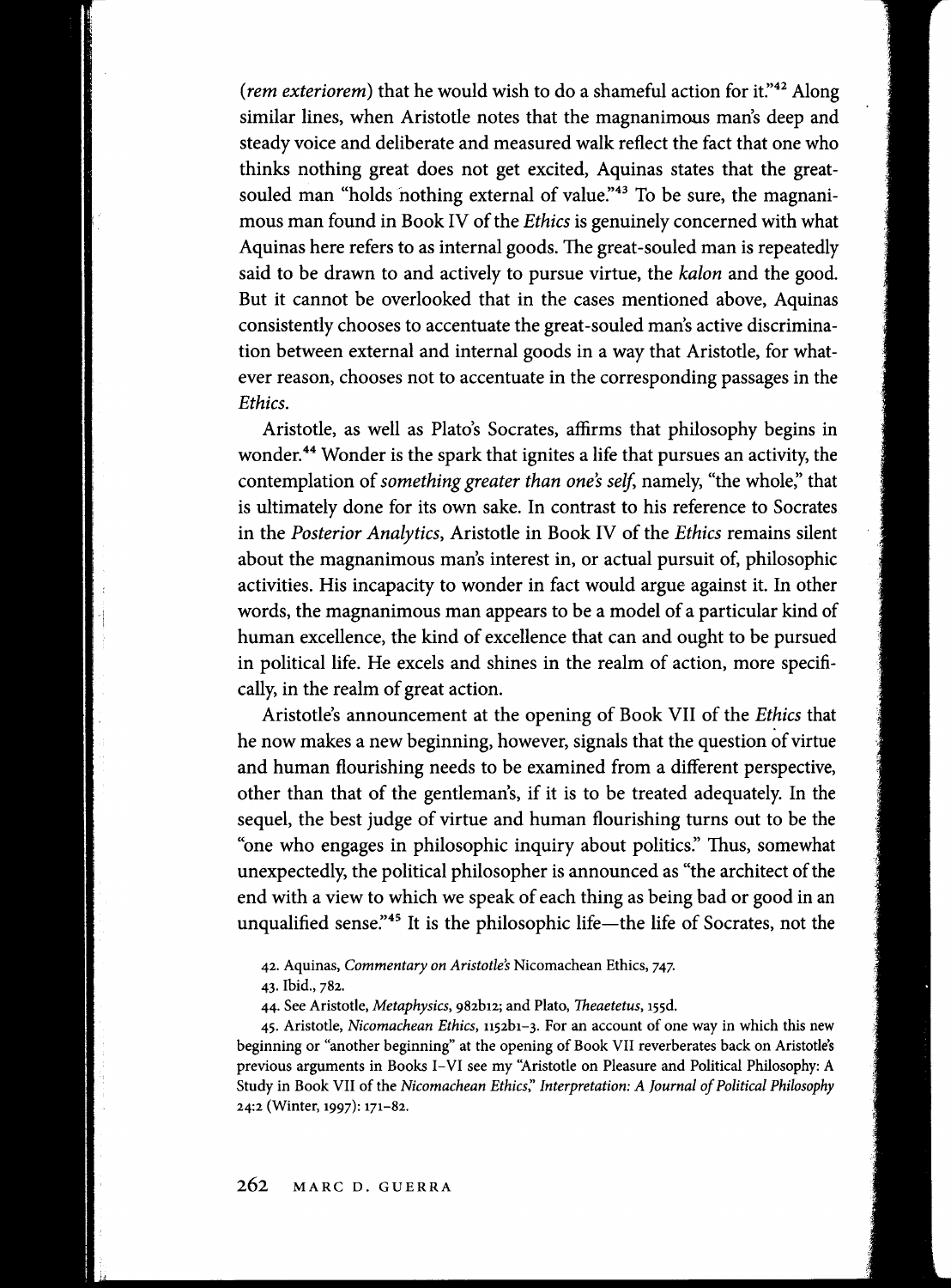(*rem exteriorem*) that he would wish to do a shameful action for it."[42] Along similar lines, when Aristotle notes that the magnanimous man's deep and steady voice and deliberate and measured walk reflect the fact that one who thinks nothing great does not get excited, Aquinas states that the great-souled man "holds nothing external of value."[43] To be sure, the magnanimous man found in Book IV of the *Ethics* is genuinely concerned with what Aquinas here refers to as internal goods. The great-souled man is repeatedly said to be drawn to and actively to pursue virtue, the *kalon* and the good. But it cannot be overlooked that in the cases mentioned above, Aquinas consistently chooses to accentuate the great-souled man's active discrimination between external and internal goods in a way that Aristotle, for whatever reason, chooses not to accentuate in the corresponding passages in the *Ethics*.

Aristotle, as well as Plato's Socrates, affirms that philosophy begins in wonder.[44] Wonder is the spark that ignites a life that pursues an activity, the contemplation of *something greater than one's self*, namely, "the whole," that is ultimately done for its own sake. In contrast to his reference to Socrates in the *Posterior Analytics*, Aristotle in Book IV of the *Ethics* remains silent about the magnanimous man's interest in, or actual pursuit of, philosophic activities. His incapacity to wonder in fact would argue against it. In other words, the magnanimous man appears to be a model of a particular kind of human excellence, the kind of excellence that can and ought to be pursued in political life. He excels and shines in the realm of action, more specifically, in the realm of great action.

Aristotle's announcement at the opening of Book VII of the *Ethics* that he now makes a new beginning, however, signals that the question of virtue and human flourishing needs to be examined from a different perspective, other than that of the gentleman's, if it is to be treated adequately. In the sequel, the best judge of virtue and human flourishing turns out to be the "one who engages in philosophic inquiry about politics." Thus, somewhat unexpectedly, the political philosopher is announced as "the architect of the end with a view to which we speak of each thing as being bad or good in an unqualified sense."[45] It is the philosophic life—the life of Socrates, not the

42. Aquinas, *Commentary on Aristotle's* Nicomachean Ethics, 747.

43. Ibid., 782.

44. See Aristotle, *Metaphysics*, 982b12; and Plato, *Theaetetus*, 155d.

45. Aristotle, *Nicomachean Ethics*, 1152b1–3. For an account of one way in which this new beginning or "another beginning" at the opening of Book VII reverberates back on Aristotle's previous arguments in Books I–VI see my "Aristotle on Pleasure and Political Philosophy: A Study in Book VII of the *Nicomachean Ethics*," *Interpretation: A Journal of Political Philosophy* 24:2 (Winter, 1997): 171–82.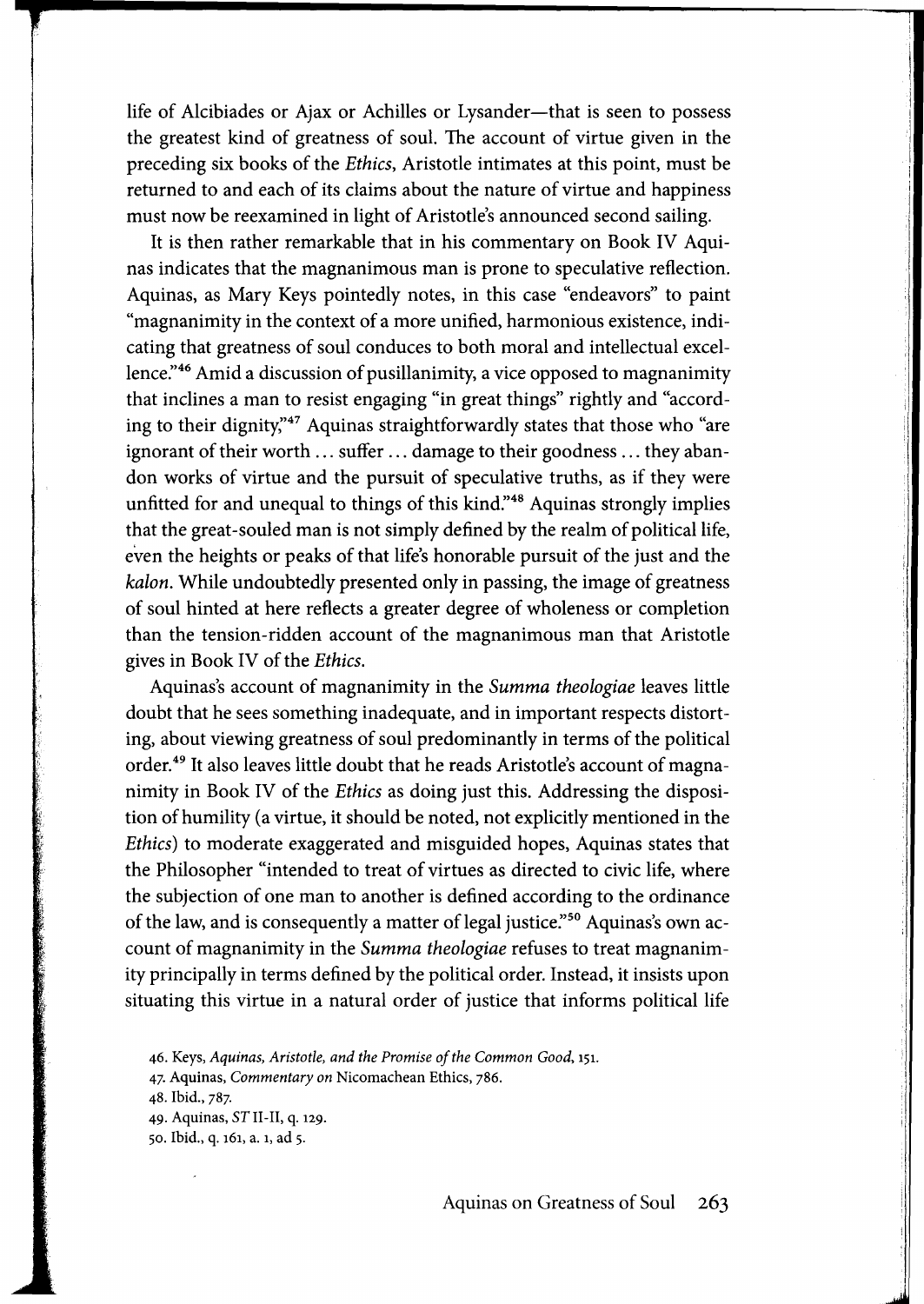life of Alcibiades or Ajax or Achilles or Lysander—that is seen to possess the greatest kind of greatness of soul. The account of virtue given in the preceding six books of the *Ethics*, Aristotle intimates at this point, must be returned to and each of its claims about the nature of virtue and happiness must now be reexamined in light of Aristotle's announced second sailing.

It is then rather remarkable that in his commentary on Book IV Aquinas indicates that the magnanimous man is prone to speculative reflection. Aquinas, as Mary Keys pointedly notes, in this case "endeavors" to paint "magnanimity in the context of a more unified, harmonious existence, indicating that greatness of soul conduces to both moral and intellectual excellence."[46] Amid a discussion of pusillanimity, a vice opposed to magnanimity that inclines a man to resist engaging "in great things" rightly and "according to their dignity,"[47] Aquinas straightforwardly states that those who "are ignorant of their worth ... suffer ... damage to their goodness ... they abandon works of virtue and the pursuit of speculative truths, as if they were unfitted for and unequal to things of this kind."[48] Aquinas strongly implies that the great-souled man is not simply defined by the realm of political life, even the heights or peaks of that life's honorable pursuit of the just and the *kalon*. While undoubtedly presented only in passing, the image of greatness of soul hinted at here reflects a greater degree of wholeness or completion than the tension-ridden account of the magnanimous man that Aristotle gives in Book IV of the *Ethics*.

Aquinas's account of magnanimity in the *Summa theologiae* leaves little doubt that he sees something inadequate, and in important respects distorting, about viewing greatness of soul predominantly in terms of the political order.[49] It also leaves little doubt that he reads Aristotle's account of magnanimity in Book IV of the *Ethics* as doing just this. Addressing the disposition of humility (a virtue, it should be noted, not explicitly mentioned in the *Ethics*) to moderate exaggerated and misguided hopes, Aquinas states that the Philosopher "intended to treat of virtues as directed to civic life, where the subjection of one man to another is defined according to the ordinance of the law, and is consequently a matter of legal justice."[50] Aquinas's own account of magnanimity in the *Summa theologiae* refuses to treat magnanimity principally in terms defined by the political order. Instead, it insists upon situating this virtue in a natural order of justice that informs political life

46. Keys, *Aquinas, Aristotle, and the Promise of the Common Good*, 151.

47. Aquinas, *Commentary on* Nicomachean Ethics, 786.

48. Ibid., 787.

49. Aquinas, *ST* II-II, q. 129.

50. Ibid., q. 161, a. 1, ad 5.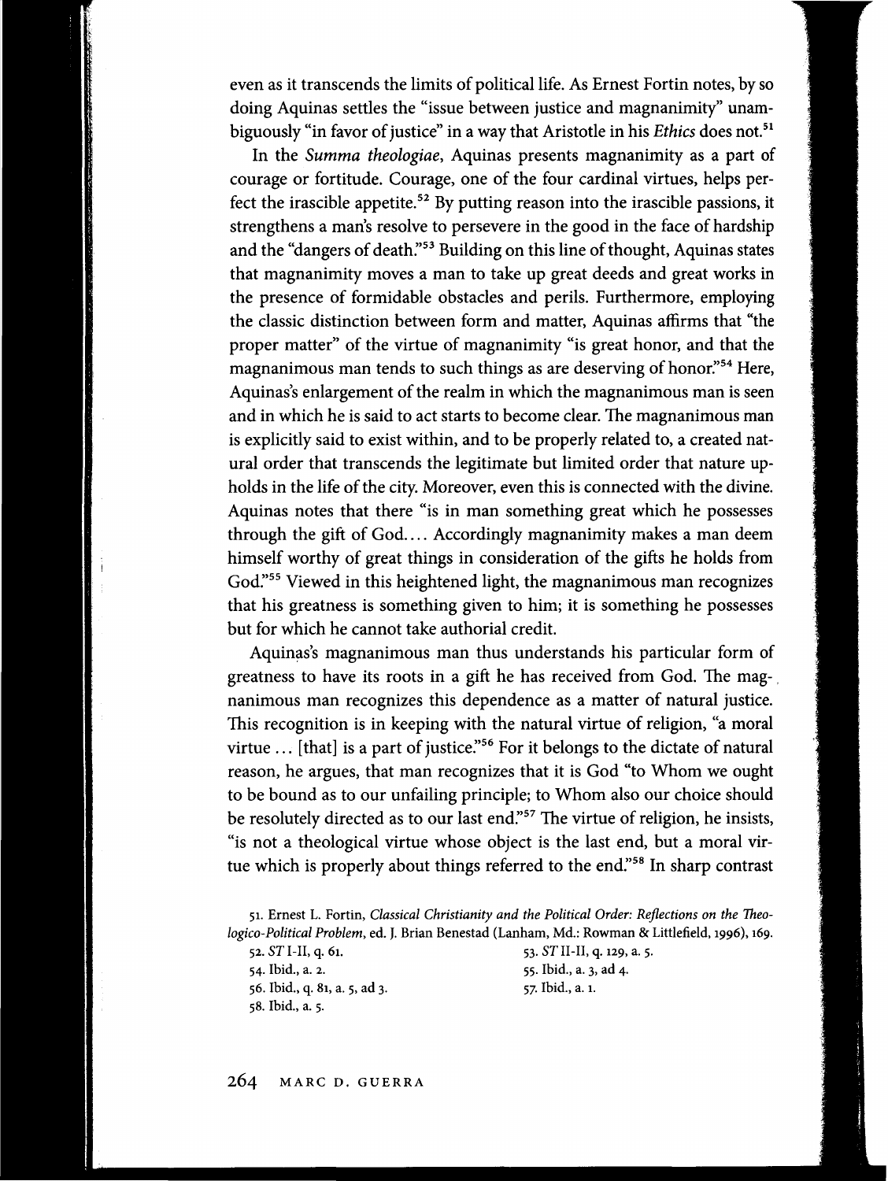even as it transcends the limits of political life. As Ernest Fortin notes, by so doing Aquinas settles the "issue between justice and magnanimity" unambiguously "in favor of justice" in a way that Aristotle in his *Ethics* does not.[51]

In the *Summa theologiae*, Aquinas presents magnanimity as a part of courage or fortitude. Courage, one of the four cardinal virtues, helps perfect the irascible appetite.[52] By putting reason into the irascible passions, it strengthens a man's resolve to persevere in the good in the face of hardship and the "dangers of death."[53] Building on this line of thought, Aquinas states that magnanimity moves a man to take up great deeds and great works in the presence of formidable obstacles and perils. Furthermore, employing the classic distinction between form and matter, Aquinas affirms that "the proper matter" of the virtue of magnanimity "is great honor, and that the magnanimous man tends to such things as are deserving of honor."[54] Here, Aquinas's enlargement of the realm in which the magnanimous man is seen and in which he is said to act starts to become clear. The magnanimous man is explicitly said to exist within, and to be properly related to, a created natural order that transcends the legitimate but limited order that nature upholds in the life of the city. Moreover, even this is connected with the divine. Aquinas notes that there "is in man something great which he possesses through the gift of God.... Accordingly magnanimity makes a man deem himself worthy of great things in consideration of the gifts he holds from God."[55] Viewed in this heightened light, the magnanimous man recognizes that his greatness is something given to him; it is something he possesses but for which he cannot take authorial credit.

Aquinas's magnanimous man thus understands his particular form of greatness to have its roots in a gift he has received from God. The magnanimous man recognizes this dependence as a matter of natural justice. This recognition is in keeping with the natural virtue of religion, "a moral virtue ... [that] is a part of justice."[56] For it belongs to the dictate of natural reason, he argues, that man recognizes that it is God "to Whom we ought to be bound as to our unfailing principle; to Whom also our choice should be resolutely directed as to our last end."[57] The virtue of religion, he insists, "is not a theological virtue whose object is the last end, but a moral virtue which is properly about things referred to the end."[58] In sharp contrast

51. Ernest L. Fortin, *Classical Christianity and the Political Order: Reflections on the Theologico-Political Problem*, ed. J. Brian Benestad (Lanham, Md.: Rowman & Littlefield, 1996), 169.

52. *ST* I-II, q. 61.

53. *ST* II-II, q. 129, a. 5.

54. Ibid., a. 2.

55. Ibid., a. 3, ad 4.

56. Ibid., q. 81, a. 5, ad 3.

57. Ibid., a. 1.

58. Ibid., a. 5.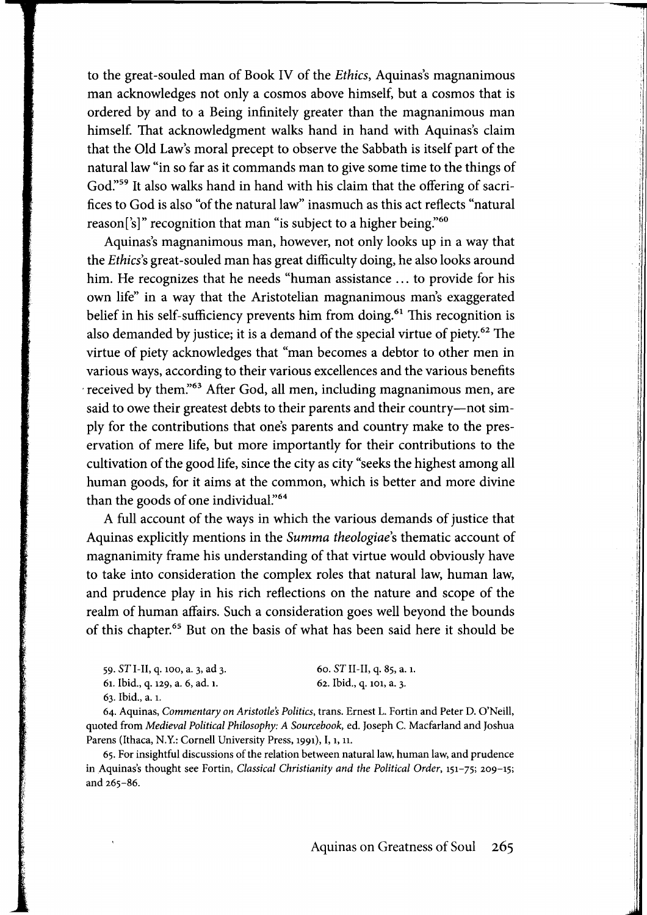to the great-souled man of Book IV of the *Ethics*, Aquinas's magnanimous man acknowledges not only a cosmos above himself, but a cosmos that is ordered by and to a Being infinitely greater than the magnanimous man himself. That acknowledgment walks hand in hand with Aquinas's claim that the Old Law's moral precept to observe the Sabbath is itself part of the natural law "in so far as it commands man to give some time to the things of God."[59] It also walks hand in hand with his claim that the offering of sacrifices to God is also "of the natural law" inasmuch as this act reflects "natural reason['s]" recognition that man "is subject to a higher being."[60]

Aquinas's magnanimous man, however, not only looks up in a way that the *Ethics*'s great-souled man has great difficulty doing, he also looks around him. He recognizes that he needs "human assistance ... to provide for his own life" in a way that the Aristotelian magnanimous man's exaggerated belief in his self-sufficiency prevents him from doing.[61] This recognition is also demanded by justice; it is a demand of the special virtue of piety.[62] The virtue of piety acknowledges that "man becomes a debtor to other men in various ways, according to their various excellences and the various benefits received by them."[63] After God, all men, including magnanimous men, are said to owe their greatest debts to their parents and their country—not simply for the contributions that one's parents and country make to the preservation of mere life, but more importantly for their contributions to the cultivation of the good life, since the city as city "seeks the highest among all human goods, for it aims at the common, which is better and more divine than the goods of one individual."[64]

A full account of the ways in which the various demands of justice that Aquinas explicitly mentions in the *Summa theologiae*'s thematic account of magnanimity frame his understanding of that virtue would obviously have to take into consideration the complex roles that natural law, human law, and prudence play in his rich reflections on the nature and scope of the realm of human affairs. Such a consideration goes well beyond the bounds of this chapter.[65] But on the basis of what has been said here it should be

59. *ST* I-II, q. 100, a. 3, ad 3.

60. *ST* II-II, q. 85, a. 1.

61. Ibid., q. 129, a. 6, ad. 1.

62. Ibid., q. 101, a. 3.

63. Ibid., a. 1.

64. Aquinas, *Commentary on Aristotle's Politics*, trans. Ernest L. Fortin and Peter D. O'Neill, quoted from *Medieval Political Philosophy: A Sourcebook*, ed. Joseph C. Macfarland and Joshua Parens (Ithaca, N.Y.: Cornell University Press, 1991), I, 1, 11.

65. For insightful discussions of the relation between natural law, human law, and prudence in Aquinas's thought see Fortin, *Classical Christianity and the Political Order*, 151–75; 209–15; and 265–86.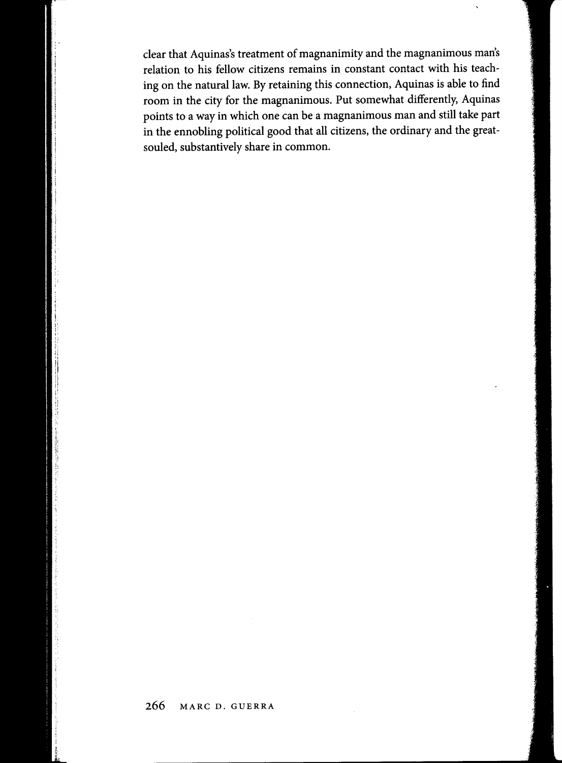clear that Aquinas's treatment of magnanimity and the magnanimous man's relation to his fellow citizens remains in constant contact with his teaching on the natural law. By retaining this connection, Aquinas is able to find room in the city for the magnanimous. Put somewhat differently, Aquinas points to a way in which one can be a magnanimous man and still take part in the ennobling political good that all citizens, the ordinary and the great-souled, substantively share in common.